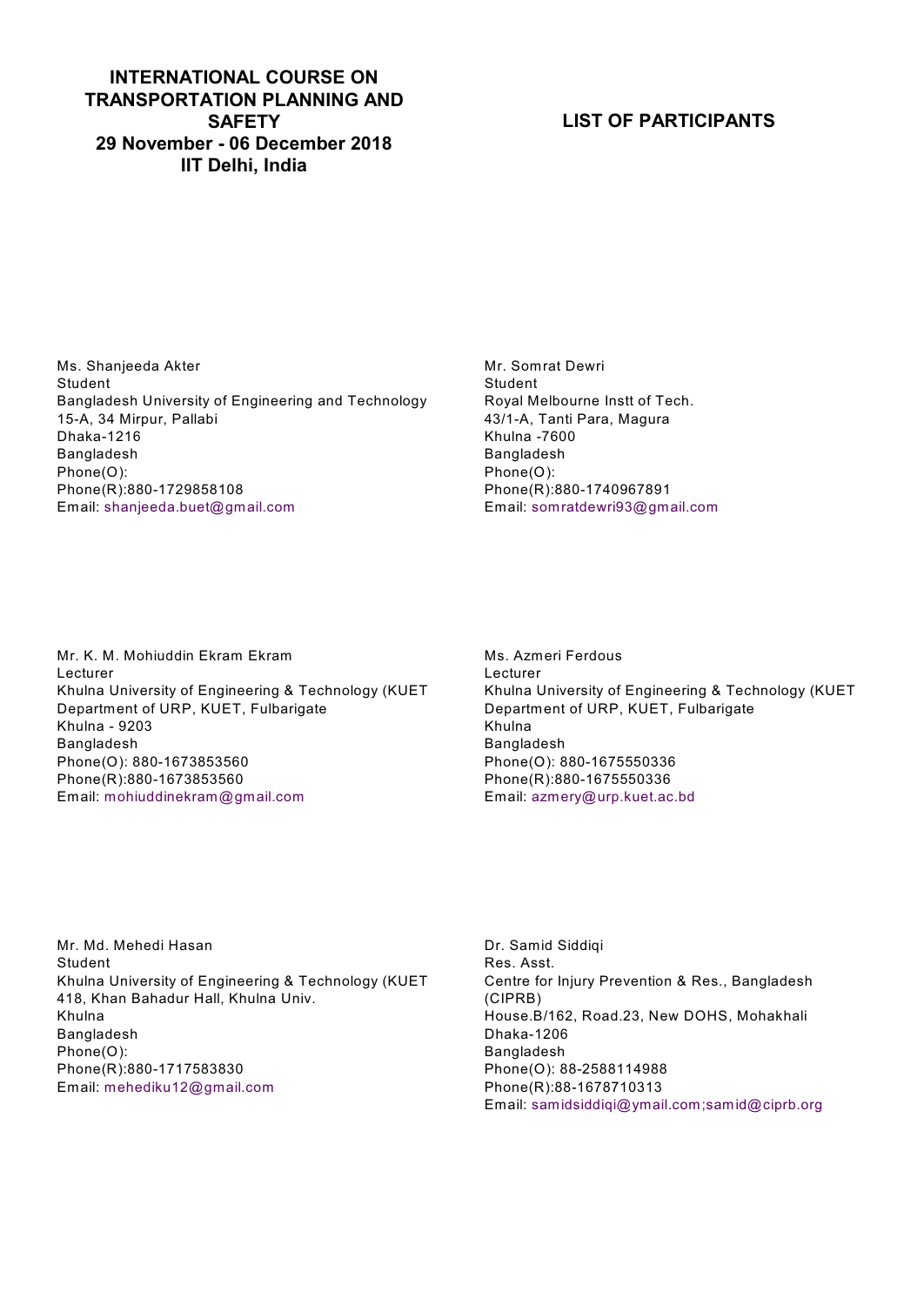**INTERNATIONAL COURSE ON TRANSPORTATION PLANNING AND SAFETY**
**29 November - 06 December 2018**
**IIT Delhi, India**

**LIST OF PARTICIPANTS**

Ms. Shanjeeda Akter
Student
Bangladesh University of Engineering and Technology
15-A, 34 Mirpur, Pallabi
Dhaka-1216
Bangladesh
Phone(O):
Phone(R):880-1729858108
Email: shanjeeda.buet@gmail.com

Mr. Somrat Dewri
Student
Royal Melbourne Instt of Tech.
43/1-A, Tanti Para, Magura
Khulna -7600
Bangladesh
Phone(O):
Phone(R):880-1740967891
Email: somratdewri93@gmail.com

Mr. K. M. Mohiuddin Ekram Ekram
Lecturer
Khulna University of Engineering & Technology (KUET
Department of URP, KUET, Fulbarigate
Khulna - 9203
Bangladesh
Phone(O): 880-1673853560
Phone(R):880-1673853560
Email: mohiuddinekram@gmail.com

Ms. Azmeri Ferdous
Lecturer
Khulna University of Engineering & Technology (KUET
Department of URP, KUET, Fulbarigate
Khulna
Bangladesh
Phone(O): 880-1675550336
Phone(R):880-1675550336
Email: azmery@urp.kuet.ac.bd

Mr. Md. Mehedi Hasan
Student
Khulna University of Engineering & Technology (KUET
418, Khan Bahadur Hall, Khulna Univ.
Khulna
Bangladesh
Phone(O):
Phone(R):880-1717583830
Email: mehediku12@gmail.com

Dr. Samid Siddiqi
Res. Asst.
Centre for Injury Prevention & Res., Bangladesh (CIPRB)
House.B/162, Road.23, New DOHS, Mohakhali
Dhaka-1206
Bangladesh
Phone(O): 88-2588114988
Phone(R):88-1678710313
Email: samidsiddiqi@ymail.com;samid@ciprb.org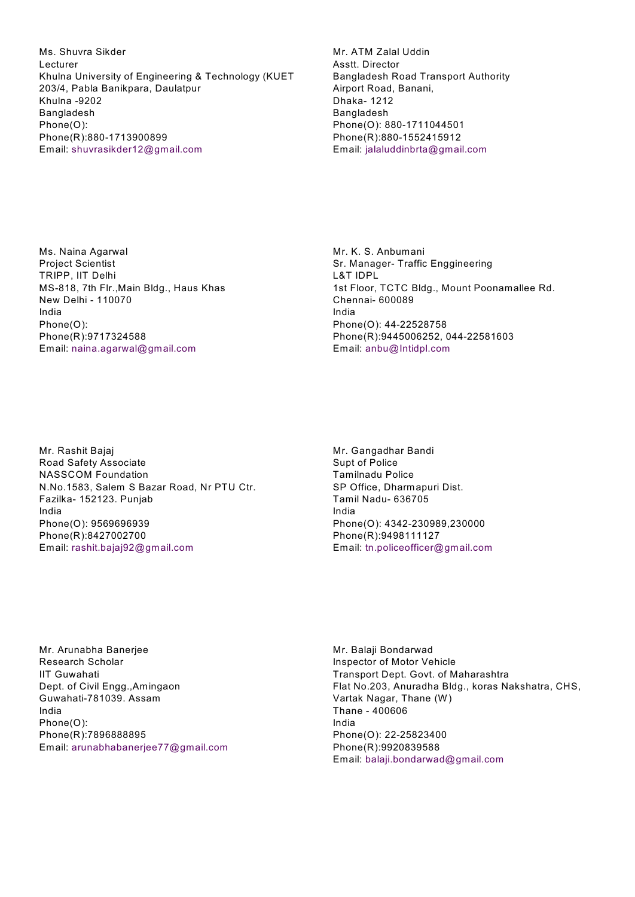Ms. Shuvra Sikder
Lecturer
Khulna University of Engineering & Technology (KUET
203/4, Pabla Banikpara, Daulatpur
Khulna -9202
Bangladesh
Phone(O):
Phone(R):880-1713900899
Email: shuvrasikder12@gmail.com

Mr. ATM Zalal Uddin
Asstt. Director
Bangladesh Road Transport Authority
Airport Road, Banani,
Dhaka- 1212
Bangladesh
Phone(O): 880-1711044501
Phone(R):880-1552415912
Email: jalaluddinbrta@gmail.com

Ms. Naina Agarwal
Project Scientist
TRIPP, IIT Delhi
MS-818, 7th Flr.,Main Bldg., Haus Khas
New Delhi - 110070
India
Phone(O):
Phone(R):9717324588
Email: naina.agarwal@gmail.com

Mr. K. S. Anbumani
Sr. Manager- Traffic Enggineering
L&T IDPL
1st Floor, TCTC Bldg., Mount Poonamallee Rd.
Chennai- 600089
India
Phone(O): 44-22528758
Phone(R):9445006252, 044-22581603
Email: anbu@lntidpl.com

Mr. Rashit Bajaj
Road Safety Associate
NASSCOM Foundation
N.No.1583, Salem S Bazar Road, Nr PTU Ctr.
Fazilka- 152123. Punjab
India
Phone(O): 9569696939
Phone(R):8427002700
Email: rashit.bajaj92@gmail.com

Mr. Gangadhar Bandi
Supt of Police
Tamilnadu Police
SP Office, Dharmapuri Dist.
Tamil Nadu- 636705
India
Phone(O): 4342-230989,230000
Phone(R):9498111127
Email: tn.policeofficer@gmail.com

Mr. Arunabha Banerjee
Research Scholar
IIT Guwahati
Dept. of Civil Engg.,Amingaon
Guwahati-781039. Assam
India
Phone(O):
Phone(R):7896888895
Email: arunabhabanerjee77@gmail.com

Mr. Balaji Bondarwad
Inspector of Motor Vehicle
Transport Dept. Govt. of Maharashtra
Flat No.203, Anuradha Bldg., koras Nakshatra, CHS,
Vartak Nagar, Thane (W)
Thane - 400606
India
Phone(O): 22-25823400
Phone(R):9920839588
Email: balaji.bondarwad@gmail.com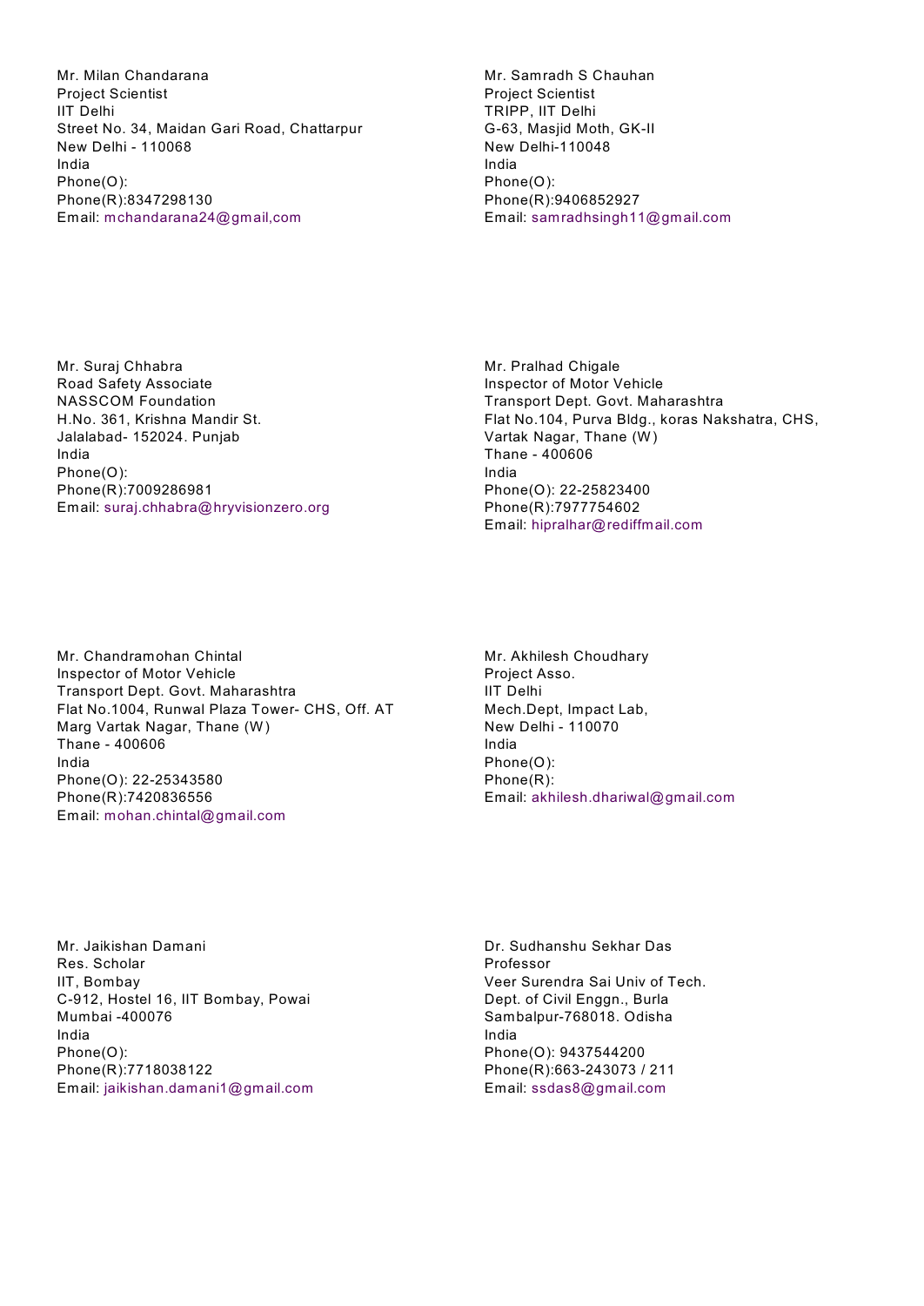Mr. Milan Chandarana
Project Scientist
IIT Delhi
Street No. 34, Maidan Gari Road, Chattarpur
New Delhi - 110068
India
Phone(O):
Phone(R):8347298130
Email: mchandarana24@gmail,com

Mr. Samradh S Chauhan
Project Scientist
TRIPP, IIT Delhi
G-63, Masjid Moth, GK-II
New Delhi-110048
India
Phone(O):
Phone(R):9406852927
Email: samradhsingh11@gmail.com

Mr. Suraj Chhabra
Road Safety Associate
NASSCOM Foundation
H.No. 361, Krishna Mandir St.
Jalalabad- 152024. Punjab
India
Phone(O):
Phone(R):7009286981
Email: suraj.chhabra@hryvisionzero.org

Mr. Pralhad Chigale
Inspector of Motor Vehicle
Transport Dept. Govt. Maharashtra
Flat No.104, Purva Bldg., koras Nakshatra, CHS,
Vartak Nagar, Thane (W)
Thane - 400606
India
Phone(O): 22-25823400
Phone(R):7977754602
Email: hipralhar@rediffmail.com

Mr. Chandramohan Chintal
Inspector of Motor Vehicle
Transport Dept. Govt. Maharashtra
Flat No.1004, Runwal Plaza Tower- CHS, Off. AT
Marg Vartak Nagar, Thane (W)
Thane - 400606
India
Phone(O): 22-25343580
Phone(R):7420836556
Email: mohan.chintal@gmail.com

Mr. Akhilesh Choudhary
Project Asso.
IIT Delhi
Mech.Dept, Impact Lab,
New Delhi - 110070
India
Phone(O):
Phone(R):
Email: akhilesh.dhariwal@gmail.com

Mr. Jaikishan Damani
Res. Scholar
IIT, Bombay
C-912, Hostel 16, IIT Bombay, Powai
Mumbai -400076
India
Phone(O):
Phone(R):7718038122
Email: jaikishan.damani1@gmail.com

Dr. Sudhanshu Sekhar Das
Professor
Veer Surendra Sai Univ of Tech.
Dept. of Civil Enggn., Burla
Sambalpur-768018. Odisha
India
Phone(O): 9437544200
Phone(R):663-243073 / 211
Email: ssdas8@gmail.com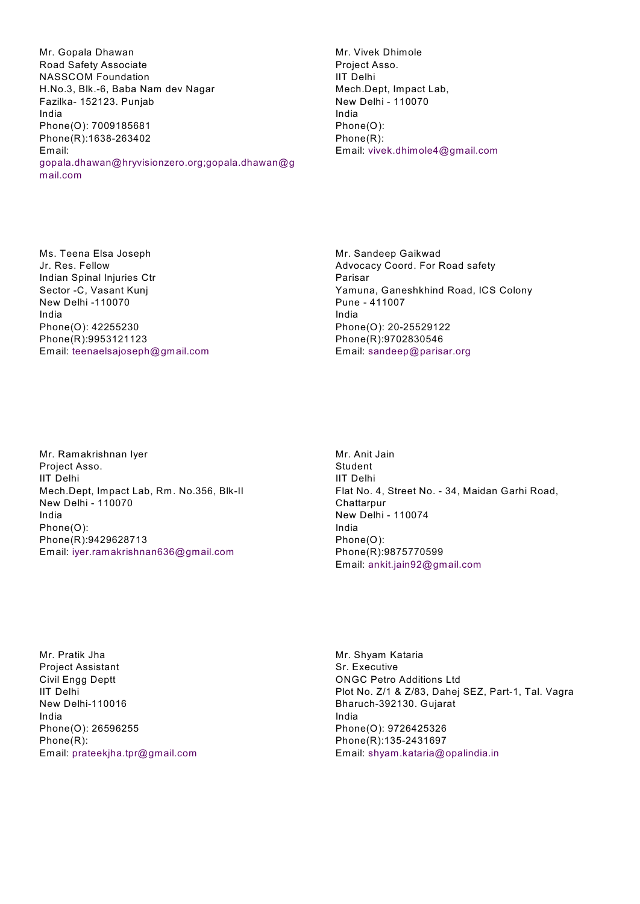Mr. Gopala Dhawan
Road Safety Associate
NASSCOM Foundation
H.No.3, Blk.-6, Baba Nam dev Nagar
Fazilka- 152123. Punjab
India
Phone(O): 7009185681
Phone(R):1638-263402
Email: gopala.dhawan@hryvisionzero.org;gopala.dhawan@gmail.com

Mr. Vivek Dhimole
Project Asso.
IIT Delhi
Mech.Dept, Impact Lab,
New Delhi - 110070
India
Phone(O):
Phone(R):
Email: vivek.dhimole4@gmail.com

Ms. Teena Elsa Joseph
Jr. Res. Fellow
Indian Spinal Injuries Ctr
Sector -C, Vasant Kunj
New Delhi -110070
India
Phone(O): 42255230
Phone(R):9953121123
Email: teenaelsajoseph@gmail.com

Mr. Sandeep Gaikwad
Advocacy Coord. For Road safety
Parisar
Yamuna, Ganeshkhind Road, ICS Colony
Pune - 411007
India
Phone(O): 20-25529122
Phone(R):9702830546
Email: sandeep@parisar.org

Mr. Ramakrishnan Iyer
Project Asso.
IIT Delhi
Mech.Dept, Impact Lab, Rm. No.356, Blk-II
New Delhi - 110070
India
Phone(O):
Phone(R):9429628713
Email: iyer.ramakrishnan636@gmail.com

Mr. Anit Jain
Student
IIT Delhi
Flat No. 4, Street No. - 34, Maidan Garhi Road, Chattarpur
New Delhi - 110074
India
Phone(O):
Phone(R):9875770599
Email: ankit.jain92@gmail.com

Mr. Pratik Jha
Project Assistant
Civil Engg Deptt
IIT Delhi
New Delhi-110016
India
Phone(O): 26596255
Phone(R):
Email: prateekjha.tpr@gmail.com

Mr. Shyam Kataria
Sr. Executive
ONGC Petro Additions Ltd
Plot No. Z/1 & Z/83, Dahej SEZ, Part-1, Tal. Vagra
Bharuch-392130. Gujarat
India
Phone(O): 9726425326
Phone(R):135-2431697
Email: shyam.kataria@opalindia.in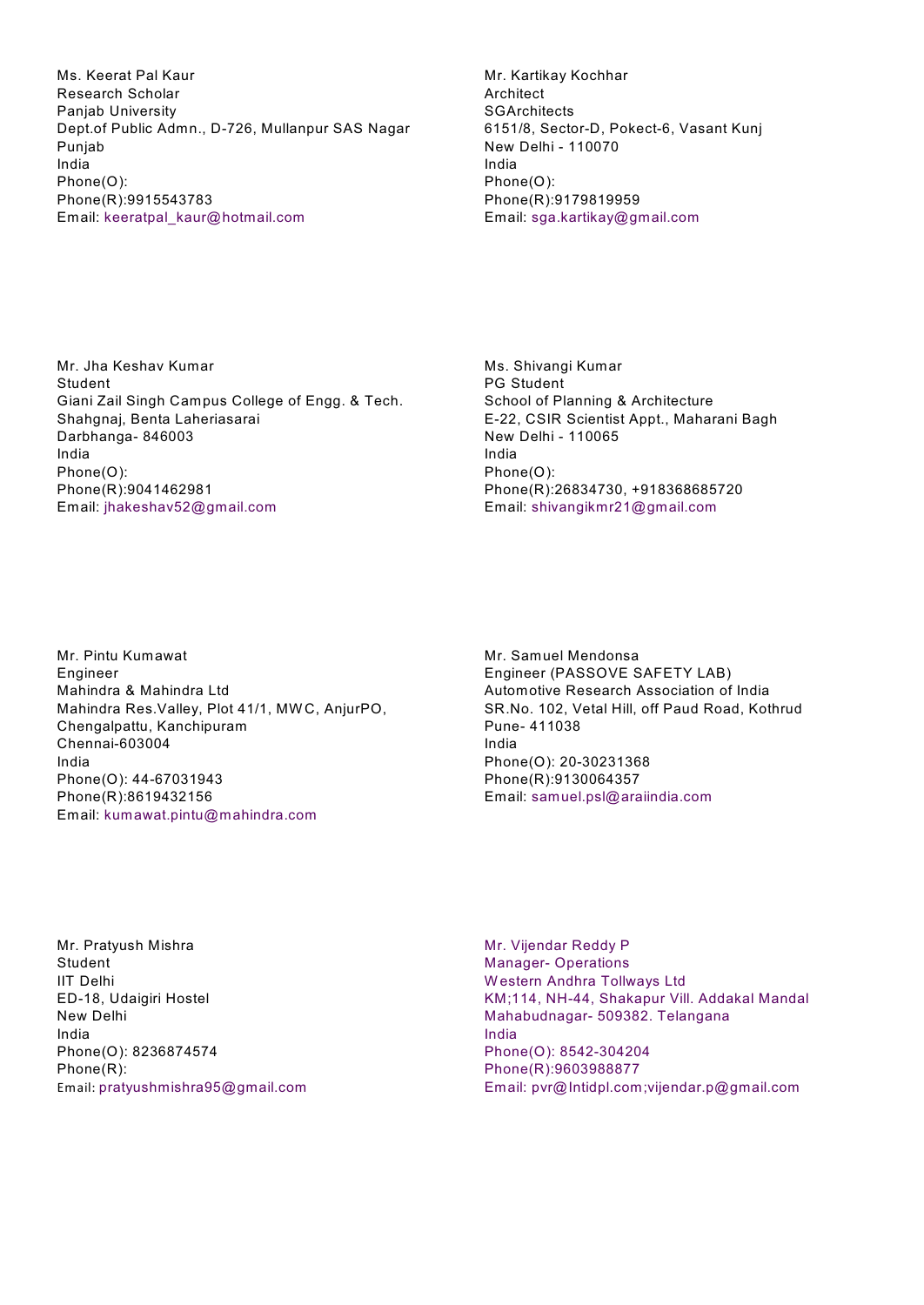Ms. Keerat Pal Kaur
Research Scholar
Panjab University
Dept.of Public Admn., D-726, Mullanpur SAS Nagar
Punjab
India
Phone(O):
Phone(R):9915543783
Email: keeratpal_kaur@hotmail.com

Mr. Kartikay Kochhar
Architect
SGArchitects
6151/8, Sector-D, Pokect-6, Vasant Kunj
New Delhi - 110070
India
Phone(O):
Phone(R):9179819959
Email: sga.kartikay@gmail.com

Mr. Jha Keshav Kumar
Student
Giani Zail Singh Campus College of Engg. & Tech.
Shahgnaj, Benta Laheriasarai
Darbhanga- 846003
India
Phone(O):
Phone(R):9041462981
Email: jhakeshav52@gmail.com

Ms. Shivangi Kumar
PG Student
School of Planning & Architecture
E-22, CSIR Scientist Appt., Maharani Bagh
New Delhi - 110065
India
Phone(O):
Phone(R):26834730, +918368685720
Email: shivangikmr21@gmail.com

Mr. Pintu Kumawat
Engineer
Mahindra & Mahindra Ltd
Mahindra Res.Valley, Plot 41/1, MWC, AnjurPO,
Chengalpattu, Kanchipuram
Chennai-603004
India
Phone(O): 44-67031943
Phone(R):8619432156
Email: kumawat.pintu@mahindra.com

Mr. Samuel Mendonsa
Engineer (PASSOVE SAFETY LAB)
Automotive Research Association of India
SR.No. 102, Vetal Hill, off Paud Road, Kothrud
Pune- 411038
India
Phone(O): 20-30231368
Phone(R):9130064357
Email: samuel.psl@araiindia.com

Mr. Pratyush Mishra
Student
IIT Delhi
ED-18, Udaigiri Hostel
New Delhi
India
Phone(O): 8236874574
Phone(R):
Email: pratyushmishra95@gmail.com

Mr. Vijendar Reddy P
Manager- Operations
Western Andhra Tollways Ltd
KM;114, NH-44, Shakapur Vill. Addakal Mandal
Mahabudnagar- 509382. Telangana
India
Phone(O): 8542-304204
Phone(R):9603988877
Email: pvr@lntidpl.com;vijendar.p@gmail.com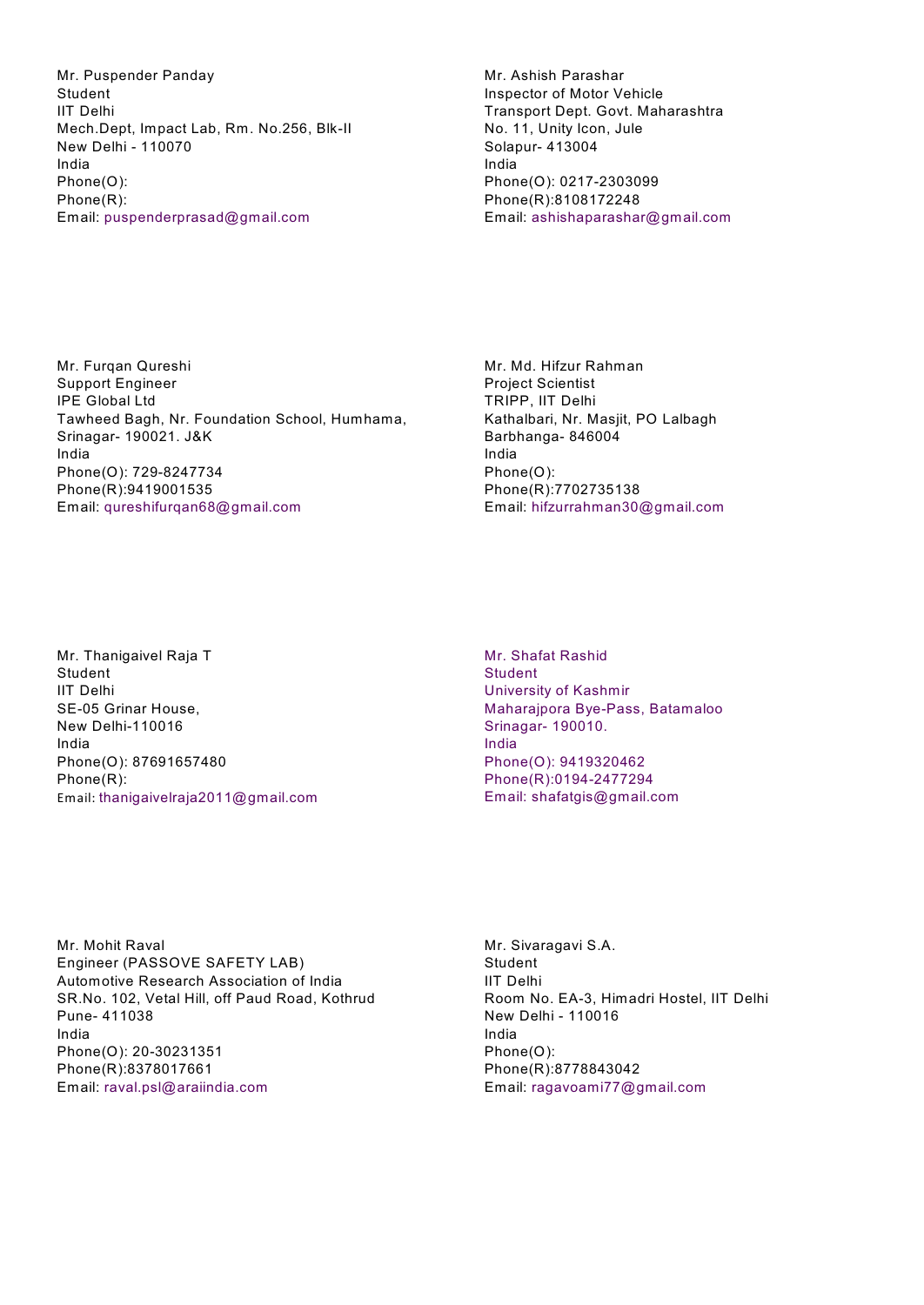Mr. Puspender Panday
Student
IIT Delhi
Mech.Dept, Impact Lab, Rm. No.256, Blk-II
New Delhi - 110070
India
Phone(O):
Phone(R):
Email: puspenderprasad@gmail.com

Mr. Ashish Parashar
Inspector of Motor Vehicle
Transport Dept. Govt. Maharashtra
No. 11, Unity Icon, Jule
Solapur- 413004
India
Phone(O): 0217-2303099
Phone(R):8108172248
Email: ashishaparashar@gmail.com

Mr. Furqan Qureshi
Support Engineer
IPE Global Ltd
Tawheed Bagh, Nr. Foundation School, Humhama,
Srinagar- 190021. J&K
India
Phone(O): 729-8247734
Phone(R):9419001535
Email: qureshifurqan68@gmail.com

Mr. Md. Hifzur Rahman
Project Scientist
TRIPP, IIT Delhi
Kathalbari, Nr. Masjit, PO Lalbagh
Barbhanga- 846004
India
Phone(O):
Phone(R):7702735138
Email: hifzurrahman30@gmail.com

Mr. Thanigaivel Raja T
Student
IIT Delhi
SE-05 Grinar House,
New Delhi-110016
India
Phone(O): 87691657480
Phone(R):
Email: thanigaivelraja2011@gmail.com

Mr. Shafat Rashid
Student
University of Kashmir
Maharajpora Bye-Pass, Batamaloo
Srinagar- 190010.
India
Phone(O): 9419320462
Phone(R):0194-2477294
Email: shafatgis@gmail.com

Mr. Mohit Raval
Engineer (PASSOVE SAFETY LAB)
Automotive Research Association of India
SR.No. 102, Vetal Hill, off Paud Road, Kothrud
Pune- 411038
India
Phone(O): 20-30231351
Phone(R):8378017661
Email: raval.psl@araiindia.com

Mr. Sivaragavi S.A.
Student
IIT Delhi
Room No. EA-3, Himadri Hostel, IIT Delhi
New Delhi - 110016
India
Phone(O):
Phone(R):8778843042
Email: ragavoami77@gmail.com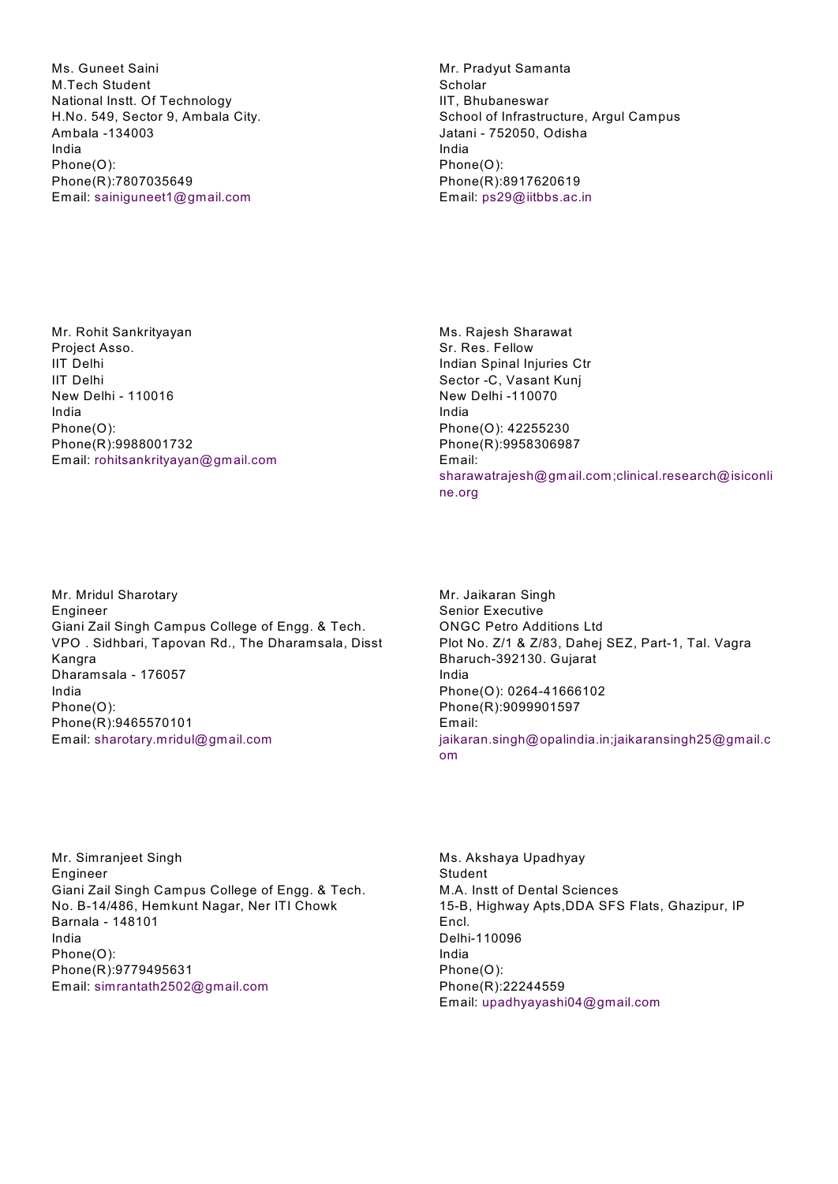Ms. Guneet Saini
M.Tech Student
National Instt. Of Technology
H.No. 549, Sector 9, Ambala City.
Ambala -134003
India
Phone(O):
Phone(R):7807035649
Email: sainiguneet1@gmail.com

Mr. Pradyut Samanta
Scholar
IIT, Bhubaneswar
School of Infrastructure, Argul Campus
Jatani - 752050, Odisha
India
Phone(O):
Phone(R):8917620619
Email: ps29@iitbbs.ac.in

Mr. Rohit Sankrityayan
Project Asso.
IIT Delhi
IIT Delhi
New Delhi - 110016
India
Phone(O):
Phone(R):9988001732
Email: rohitsankrityayan@gmail.com

Ms. Rajesh Sharawat
Sr. Res. Fellow
Indian Spinal Injuries Ctr
Sector -C, Vasant Kunj
New Delhi -110070
India
Phone(O): 42255230
Phone(R):9958306987
Email:
sharawatrajesh@gmail.com;clinical.research@isiconline.org

Mr. Mridul Sharotary
Engineer
Giani Zail Singh Campus College of Engg. & Tech.
VPO . Sidhbari, Tapovan Rd., The Dharamsala, Disst Kangra
Dharamsala - 176057
India
Phone(O):
Phone(R):9465570101
Email: sharotary.mridul@gmail.com

Mr. Jaikaran Singh
Senior Executive
ONGC Petro Additions Ltd
Plot No. Z/1 & Z/83, Dahej SEZ, Part-1, Tal. Vagra
Bharuch-392130. Gujarat
India
Phone(O): 0264-41666102
Phone(R):9099901597
Email:
jaikaran.singh@opalindia.in;jaikaransingh25@gmail.com

Mr. Simranjeet Singh
Engineer
Giani Zail Singh Campus College of Engg. & Tech.
No. B-14/486, Hemkunt Nagar, Ner ITI Chowk
Barnala - 148101
India
Phone(O):
Phone(R):9779495631
Email: simrantath2502@gmail.com

Ms. Akshaya Upadhyay
Student
M.A. Instt of Dental Sciences
15-B, Highway Apts,DDA SFS Flats, Ghazipur, IP Encl.
Delhi-110096
India
Phone(O):
Phone(R):22244559
Email: upadhyayashi04@gmail.com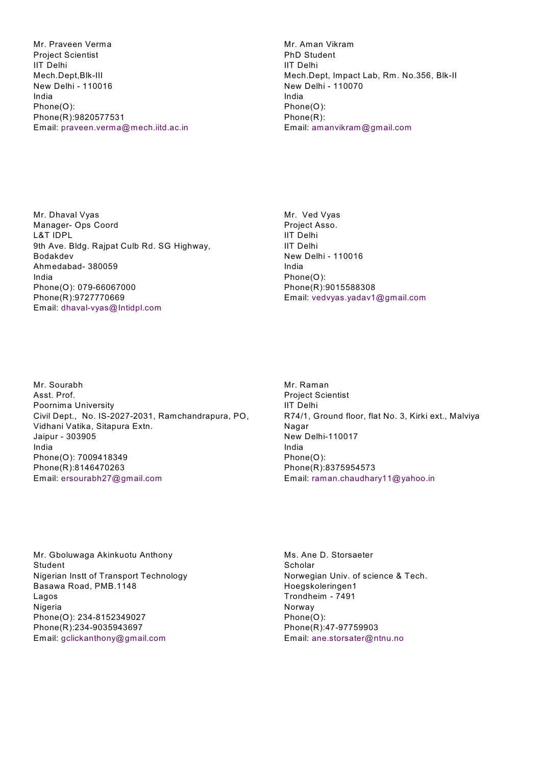Mr. Praveen Verma
Project Scientist
IIT Delhi
Mech.Dept,Blk-III
New Delhi - 110016
India
Phone(O):
Phone(R):9820577531
Email: praveen.verma@mech.iitd.ac.in

Mr. Aman Vikram
PhD Student
IIT Delhi
Mech.Dept, Impact Lab, Rm. No.356, Blk-II
New Delhi - 110070
India
Phone(O):
Phone(R):
Email: amanvikram@gmail.com

Mr. Dhaval Vyas
Manager- Ops Coord
L&T IDPL
9th Ave. Bldg. Rajpat Culb Rd. SG Highway, Bodakdev
Ahmedabad- 380059
India
Phone(O): 079-66067000
Phone(R):9727770669
Email: dhaval-vyas@lntidpl.com

Mr. Ved Vyas
Project Asso.
IIT Delhi
IIT Delhi
New Delhi - 110016
India
Phone(O):
Phone(R):9015588308
Email: vedvyas.yadav1@gmail.com

Mr. Sourabh
Asst. Prof.
Poornima University
Civil Dept., No. IS-2027-2031, Ramchandrapura, PO, Vidhani Vatika, Sitapura Extn.
Jaipur - 303905
India
Phone(O): 7009418349
Phone(R):8146470263
Email: ersourabh27@gmail.com

Mr. Raman
Project Scientist
IIT Delhi
R74/1, Ground floor, flat No. 3, Kirki ext., Malviya Nagar
New Delhi-110017
India
Phone(O):
Phone(R):8375954573
Email: raman.chaudhary11@yahoo.in

Mr. Gboluwaga Akinkuotu Anthony
Student
Nigerian Instt of Transport Technology
Basawa Road, PMB.1148
Lagos
Nigeria
Phone(O): 234-8152349027
Phone(R):234-9035943697
Email: gclickanthony@gmail.com

Ms. Ane D. Storsaeter
Scholar
Norwegian Univ. of science & Tech.
Hoegskoleringen1
Trondheim - 7491
Norway
Phone(O):
Phone(R):47-97759903
Email: ane.storsater@ntnu.no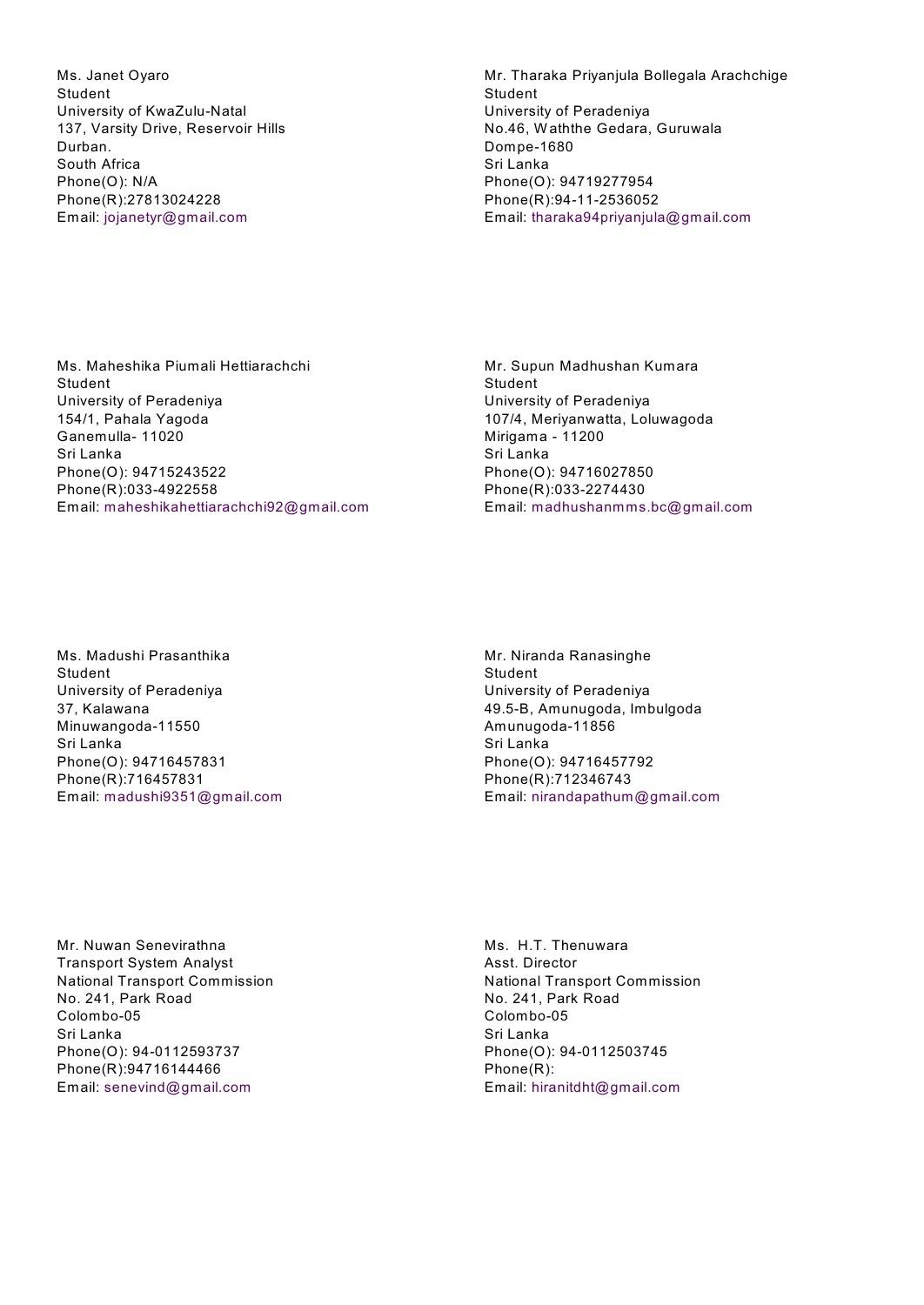Ms. Janet Oyaro
Student
University of KwaZulu-Natal
137, Varsity Drive, Reservoir Hills
Durban.
South Africa
Phone(O): N/A
Phone(R):27813024228
Email: jojanetyr@gmail.com

Mr. Tharaka Priyanjula Bollegala Arachchige
Student
University of Peradeniya
No.46, Waththe Gedara, Guruwala
Dompe-1680
Sri Lanka
Phone(O): 94719277954
Phone(R):94-11-2536052
Email: tharaka94priyanjula@gmail.com

Ms. Maheshika Piumali Hettiarachchi
Student
University of Peradeniya
154/1, Pahala Yagoda
Ganemulla- 11020
Sri Lanka
Phone(O): 94715243522
Phone(R):033-4922558
Email: maheshikahettiarachchi92@gmail.com

Mr. Supun Madhushan Kumara
Student
University of Peradeniya
107/4, Meriyanwatta, Loluwagoda
Mirigama - 11200
Sri Lanka
Phone(O): 94716027850
Phone(R):033-2274430
Email: madhushanmms.bc@gmail.com

Ms. Madushi Prasanthika
Student
University of Peradeniya
37, Kalawana
Minuwangoda-11550
Sri Lanka
Phone(O): 94716457831
Phone(R):716457831
Email: madushi9351@gmail.com

Mr. Niranda Ranasinghe
Student
University of Peradeniya
49.5-B, Amunugoda, Imbulgoda
Amunugoda-11856
Sri Lanka
Phone(O): 94716457792
Phone(R):712346743
Email: nirandapathum@gmail.com

Mr. Nuwan Senevirathna
Transport System Analyst
National Transport Commission
No. 241, Park Road
Colombo-05
Sri Lanka
Phone(O): 94-0112593737
Phone(R):94716144466
Email: senevind@gmail.com

Ms. H.T. Thenuwara
Asst. Director
National Transport Commission
No. 241, Park Road
Colombo-05
Sri Lanka
Phone(O): 94-0112503745
Phone(R):
Email: hiranitdht@gmail.com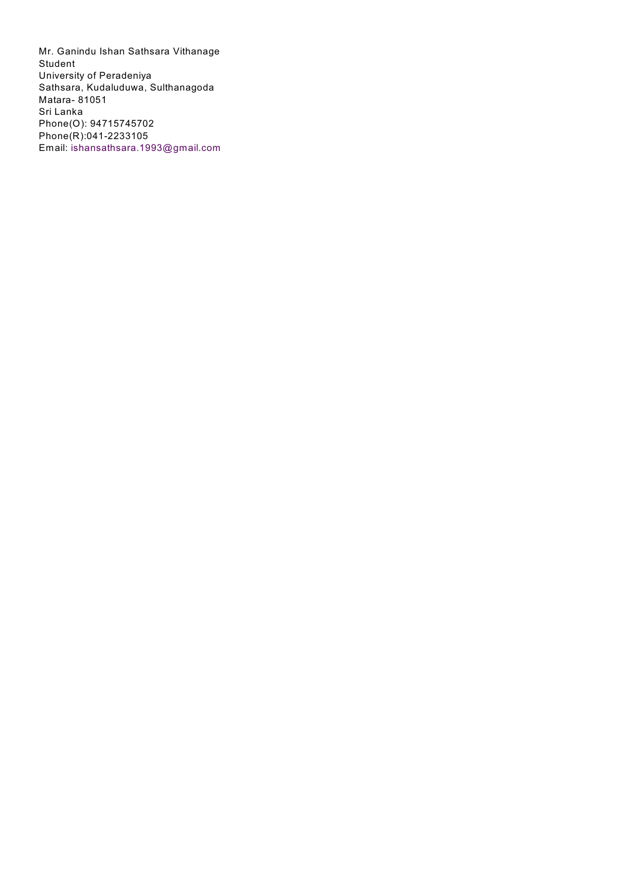Mr. Ganindu Ishan Sathsara Vithanage
Student
University of Peradeniya
Sathsara, Kudaluduwa, Sulthanagoda
Matara- 81051
Sri Lanka
Phone(O): 94715745702
Phone(R):041-2233105
Email: ishansathsara.1993@gmail.com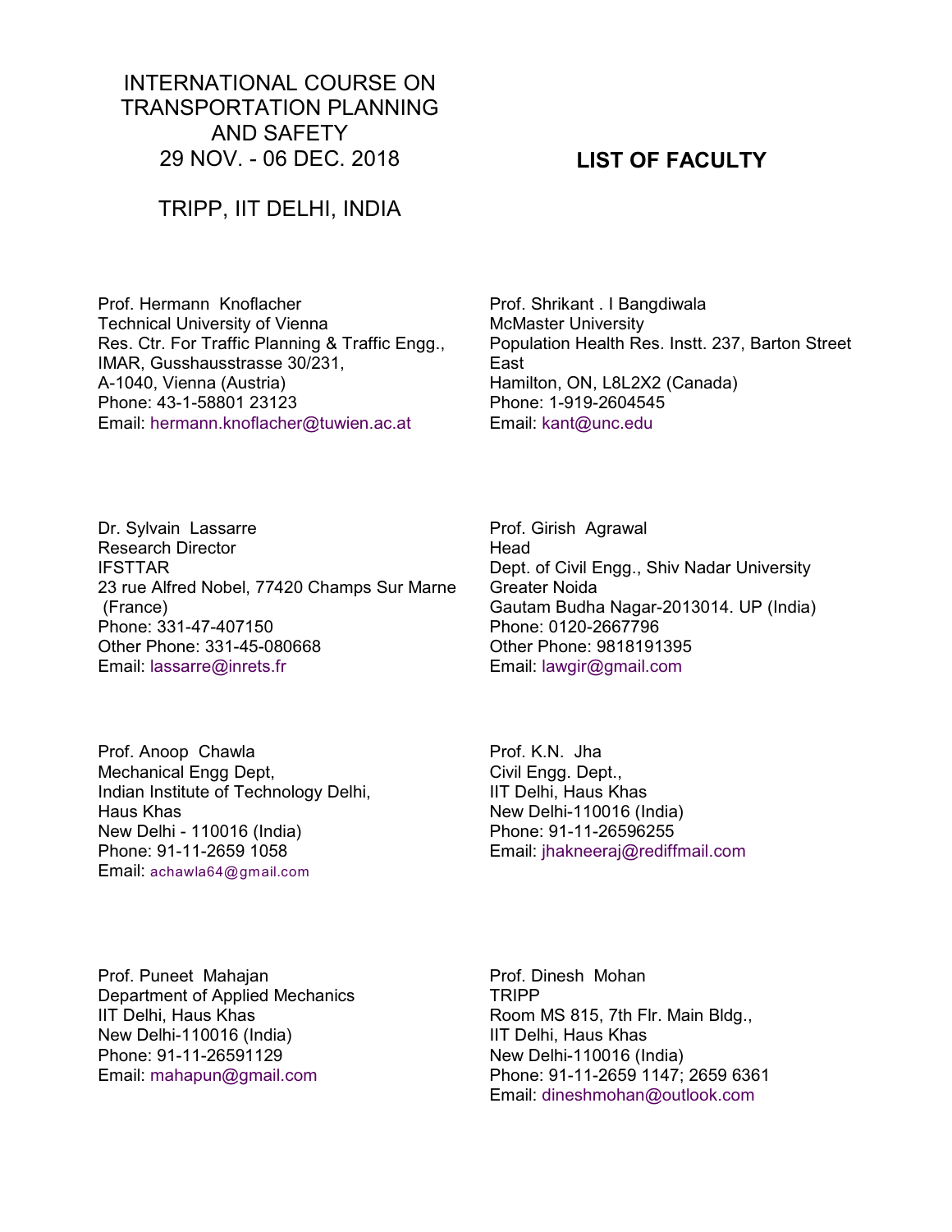# INTERNATIONAL COURSE ON TRANSPORTATION PLANNING AND SAFETY

29 NOV. - 06 DEC. 2018

TRIPP, IIT DELHI, INDIA

## LIST OF FACULTY

Prof. Hermann Knoflacher
Technical University of Vienna
Res. Ctr. For Traffic Planning & Traffic Engg.,
IMAR, Gusshausstrasse 30/231,
A-1040, Vienna (Austria)
Phone: 43-1-58801 23123
Email: hermann.knoflacher@tuwien.ac.at

Prof. Shrikant . I Bangdiwala
McMaster University
Population Health Res. Instt. 237, Barton Street East
Hamilton, ON, L8L2X2 (Canada)
Phone: 1-919-2604545
Email: kant@unc.edu

Dr. Sylvain Lassarre
Research Director
IFSTTAR
23 rue Alfred Nobel, 77420 Champs Sur Marne (France)
Phone: 331-47-407150
Other Phone: 331-45-080668
Email: lassarre@inrets.fr

Prof. Girish Agrawal
Head
Dept. of Civil Engg., Shiv Nadar University
Greater Noida
Gautam Budha Nagar-2013014. UP (India)
Phone: 0120-2667796
Other Phone: 9818191395
Email: lawgir@gmail.com

Prof. Anoop Chawla
Mechanical Engg Dept,
Indian Institute of Technology Delhi,
Haus Khas
New Delhi - 110016 (India)
Phone: 91-11-2659 1058
Email: achawla64@gmail.com

Prof. K.N. Jha
Civil Engg. Dept.,
IIT Delhi, Haus Khas
New Delhi-110016 (India)
Phone: 91-11-26596255
Email: jhakneeraj@rediffmail.com

Prof. Puneet Mahajan
Department of Applied Mechanics
IIT Delhi, Haus Khas
New Delhi-110016 (India)
Phone: 91-11-26591129
Email: mahapun@gmail.com

Prof. Dinesh Mohan
TRIPP
Room MS 815, 7th Flr. Main Bldg.,
IIT Delhi, Haus Khas
New Delhi-110016 (India)
Phone: 91-11-2659 1147; 2659 6361
Email: dineshmohan@outlook.com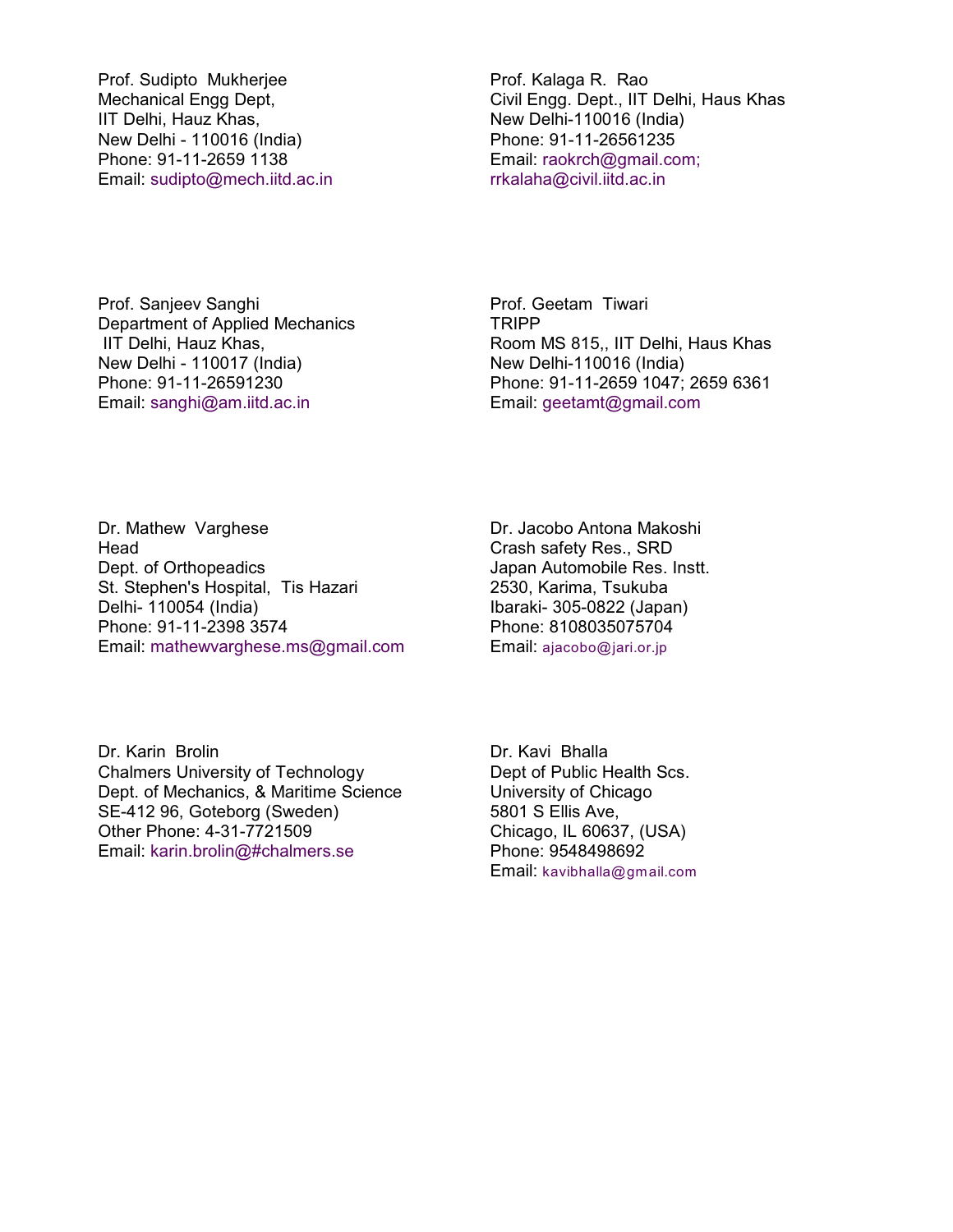Prof. Sudipto Mukherjee
Mechanical Engg Dept,
IIT Delhi, Hauz Khas,
New Delhi - 110016 (India)
Phone: 91-11-2659 1138
Email: sudipto@mech.iitd.ac.in

Prof. Kalaga R. Rao
Civil Engg. Dept., IIT Delhi, Haus Khas
New Delhi-110016 (India)
Phone: 91-11-26561235
Email: raokrch@gmail.com;
rrkalaha@civil.iitd.ac.in

Prof. Sanjeev Sanghi
Department of Applied Mechanics
IIT Delhi, Hauz Khas,
New Delhi - 110017 (India)
Phone: 91-11-26591230
Email: sanghi@am.iitd.ac.in

Prof. Geetam Tiwari
TRIPP
Room MS 815,, IIT Delhi, Haus Khas
New Delhi-110016 (India)
Phone: 91-11-2659 1047; 2659 6361
Email: geetamt@gmail.com

Dr. Mathew Varghese
Head
Dept. of Orthopeadics
St. Stephen's Hospital, Tis Hazari
Delhi- 110054 (India)
Phone: 91-11-2398 3574
Email: mathewvarghese.ms@gmail.com

Dr. Jacobo Antona Makoshi
Crash safety Res., SRD
Japan Automobile Res. Instt.
2530, Karima, Tsukuba
Ibaraki- 305-0822 (Japan)
Phone: 8108035075704
Email: ajacobo@jari.or.jp

Dr. Karin Brolin
Chalmers University of Technology
Dept. of Mechanics, & Maritime Science
SE-412 96, Goteborg (Sweden)
Other Phone: 4-31-7721509
Email: karin.brolin@#chalmers.se

Dr. Kavi Bhalla
Dept of Public Health Scs.
University of Chicago
5801 S Ellis Ave,
Chicago, IL 60637, (USA)
Phone: 9548498692
Email: kavibhalla@gmail.com